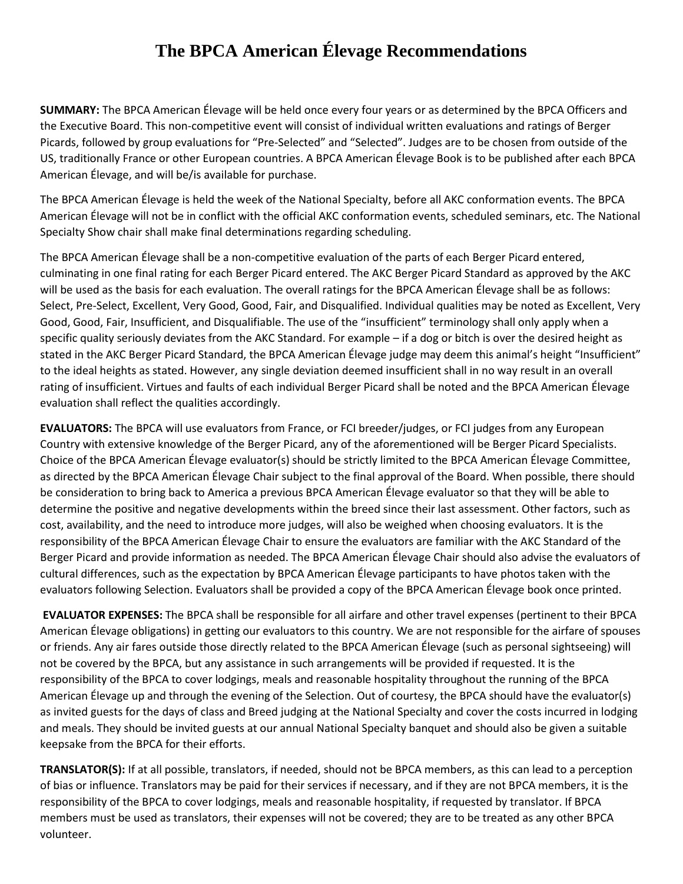# The BPCA American Élevage Recommendations

**SUMMARY:** The BPCA American Élevage will be held once every four years or as determined by the BPCA Officers and the Executive Board. This non-competitive event will consist of individual written evaluations and ratings of Berger Picards, followed by group evaluations for "Pre-Selected" and "Selected". Judges are to be chosen from outside of the US, traditionally France or other European countries. A BPCA American Élevage Book is to be published after each BPCA American Élevage, and will be/is available for purchase.

The BPCA American Élevage is held the week of the National Specialty, before all AKC conformation events. The BPCA American Élevage will not be in conflict with the official AKC conformation events, scheduled seminars, etc. The National Specialty Show chair shall make final determinations regarding scheduling.

The BPCA American Élevage shall be a non-competitive evaluation of the parts of each Berger Picard entered, culminating in one final rating for each Berger Picard entered. The AKC Berger Picard Standard as approved by the AKC will be used as the basis for each evaluation. The overall ratings for the BPCA American Élevage shall be as follows: Select, Pre-Select, Excellent, Very Good, Good, Fair, and Disqualified. Individual qualities may be noted as Excellent, Very Good, Good, Fair, Insufficient, and Disqualifiable. The use of the "insufficient" terminology shall only apply when a specific quality seriously deviates from the AKC Standard. For example – if a dog or bitch is over the desired height as stated in the AKC Berger Picard Standard, the BPCA American Élevage judge may deem this animal's height "Insufficient" to the ideal heights as stated. However, any single deviation deemed insufficient shall in no way result in an overall rating of insufficient. Virtues and faults of each individual Berger Picard shall be noted and the BPCA American Élevage evaluation shall reflect the qualities accordingly.

**EVALUATORS:** The BPCA will use evaluators from France, or FCI breeder/judges, or FCI judges from any European Country with extensive knowledge of the Berger Picard, any of the aforementioned will be Berger Picard Specialists. Choice of the BPCA American Élevage evaluator(s) should be strictly limited to the BPCA American Élevage Committee, as directed by the BPCA American Élevage Chair subject to the final approval of the Board. When possible, there should be consideration to bring back to America a previous BPCA American Élevage evaluator so that they will be able to determine the positive and negative developments within the breed since their last assessment. Other factors, such as cost, availability, and the need to introduce more judges, will also be weighed when choosing evaluators. It is the responsibility of the BPCA American Élevage Chair to ensure the evaluators are familiar with the AKC Standard of the Berger Picard and provide information as needed. The BPCA American Élevage Chair should also advise the evaluators of cultural differences, such as the expectation by BPCA American Élevage participants to have photos taken with the evaluators following Selection. Evaluators shall be provided a copy of the BPCA American Élevage book once printed.

**EVALUATOR EXPENSES:** The BPCA shall be responsible for all airfare and other travel expenses (pertinent to their BPCA American Élevage obligations) in getting our evaluators to this country. We are not responsible for the airfare of spouses or friends. Any air fares outside those directly related to the BPCA American Élevage (such as personal sightseeing) will not be covered by the BPCA, but any assistance in such arrangements will be provided if requested. It is the responsibility of the BPCA to cover lodgings, meals and reasonable hospitality throughout the running of the BPCA American Élevage up and through the evening of the Selection. Out of courtesy, the BPCA should have the evaluator(s) as invited guests for the days of class and Breed judging at the National Specialty and cover the costs incurred in lodging and meals. They should be invited guests at our annual National Specialty banquet and should also be given a suitable keepsake from the BPCA for their efforts.

**TRANSLATOR(S):** If at all possible, translators, if needed, should not be BPCA members, as this can lead to a perception of bias or influence. Translators may be paid for their services if necessary, and if they are not BPCA members, it is the responsibility of the BPCA to cover lodgings, meals and reasonable hospitality, if requested by translator. If BPCA members must be used as translators, their expenses will not be covered; they are to be treated as any other BPCA volunteer.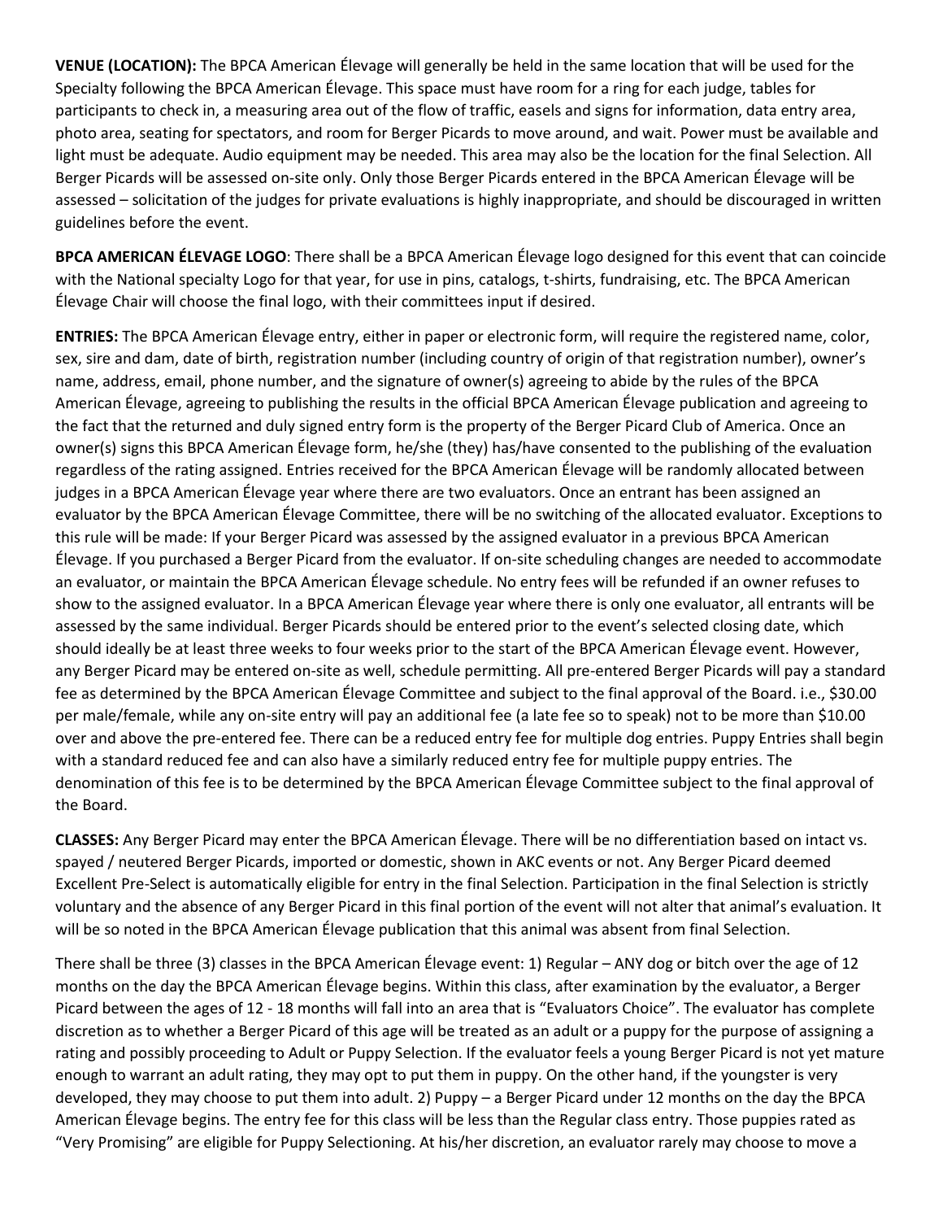**VENUE (LOCATION):** The BPCA American Élevage will generally be held in the same location that will be used for the Specialty following the BPCA American Élevage. This space must have room for a ring for each judge, tables for participants to check in, a measuring area out of the flow of traffic, easels and signs for information, data entry area, photo area, seating for spectators, and room for Berger Picards to move around, and wait. Power must be available and light must be adequate. Audio equipment may be needed. This area may also be the location for the final Selection. All Berger Picards will be assessed on-site only. Only those Berger Picards entered in the BPCA American Élevage will be assessed – solicitation of the judges for private evaluations is highly inappropriate, and should be discouraged in written guidelines before the event.

**BPCA AMERICAN ÉLEVAGE LOGO**: There shall be a BPCA American Élevage logo designed for this event that can coincide with the National specialty Logo for that year, for use in pins, catalogs, t-shirts, fundraising, etc. The BPCA American Élevage Chair will choose the final logo, with their committees input if desired.

**ENTRIES:** The BPCA American Élevage entry, either in paper or electronic form, will require the registered name, color, sex, sire and dam, date of birth, registration number (including country of origin of that registration number), owner's name, address, email, phone number, and the signature of owner(s) agreeing to abide by the rules of the BPCA American Élevage, agreeing to publishing the results in the official BPCA American Élevage publication and agreeing to the fact that the returned and duly signed entry form is the property of the Berger Picard Club of America. Once an owner(s) signs this BPCA American Élevage form, he/she (they) has/have consented to the publishing of the evaluation regardless of the rating assigned. Entries received for the BPCA American Élevage will be randomly allocated between judges in a BPCA American Élevage year where there are two evaluators. Once an entrant has been assigned an evaluator by the BPCA American Élevage Committee, there will be no switching of the allocated evaluator. Exceptions to this rule will be made: If your Berger Picard was assessed by the assigned evaluator in a previous BPCA American Élevage. If you purchased a Berger Picard from the evaluator. If on-site scheduling changes are needed to accommodate an evaluator, or maintain the BPCA American Élevage schedule. No entry fees will be refunded if an owner refuses to show to the assigned evaluator. In a BPCA American Élevage year where there is only one evaluator, all entrants will be assessed by the same individual. Berger Picards should be entered prior to the event's selected closing date, which should ideally be at least three weeks to four weeks prior to the start of the BPCA American Élevage event. However, any Berger Picard may be entered on-site as well, schedule permitting. All pre-entered Berger Picards will pay a standard fee as determined by the BPCA American Élevage Committee and subject to the final approval of the Board. i.e., $30.00 per male/female, while any on-site entry will pay an additional fee (a late fee so to speak) not to be more than $10.00 over and above the pre-entered fee. There can be a reduced entry fee for multiple dog entries. Puppy Entries shall begin with a standard reduced fee and can also have a similarly reduced entry fee for multiple puppy entries. The denomination of this fee is to be determined by the BPCA American Élevage Committee subject to the final approval of the Board.

**CLASSES:** Any Berger Picard may enter the BPCA American Élevage. There will be no differentiation based on intact vs. spayed / neutered Berger Picards, imported or domestic, shown in AKC events or not. Any Berger Picard deemed Excellent Pre-Select is automatically eligible for entry in the final Selection. Participation in the final Selection is strictly voluntary and the absence of any Berger Picard in this final portion of the event will not alter that animal's evaluation. It will be so noted in the BPCA American Élevage publication that this animal was absent from final Selection.

There shall be three (3) classes in the BPCA American Élevage event: 1) Regular – ANY dog or bitch over the age of 12 months on the day the BPCA American Élevage begins. Within this class, after examination by the evaluator, a Berger Picard between the ages of 12 - 18 months will fall into an area that is "Evaluators Choice". The evaluator has complete discretion as to whether a Berger Picard of this age will be treated as an adult or a puppy for the purpose of assigning a rating and possibly proceeding to Adult or Puppy Selection. If the evaluator feels a young Berger Picard is not yet mature enough to warrant an adult rating, they may opt to put them in puppy. On the other hand, if the youngster is very developed, they may choose to put them into adult. 2) Puppy – a Berger Picard under 12 months on the day the BPCA American Élevage begins. The entry fee for this class will be less than the Regular class entry. Those puppies rated as "Very Promising" are eligible for Puppy Selectioning. At his/her discretion, an evaluator rarely may choose to move a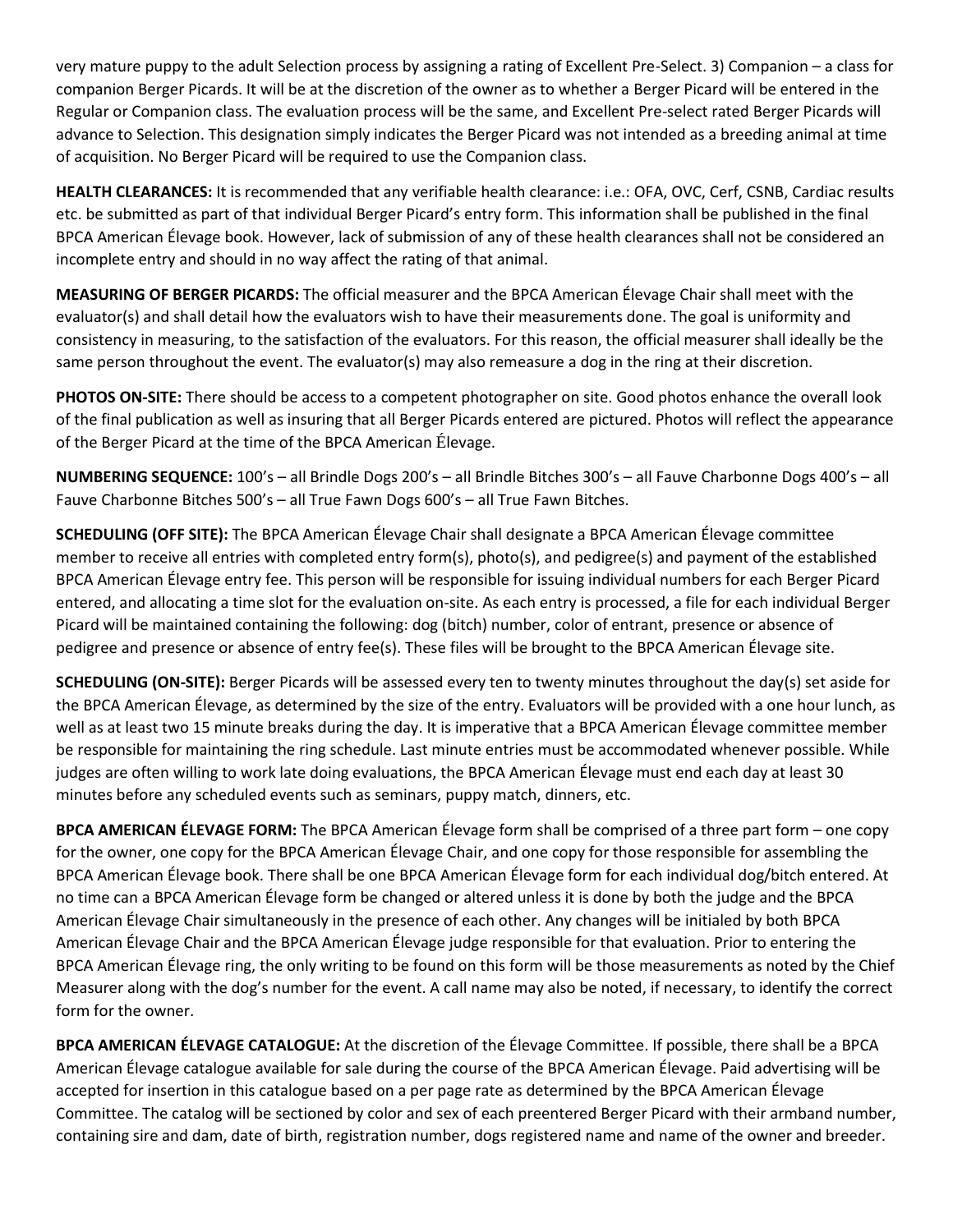very mature puppy to the adult Selection process by assigning a rating of Excellent Pre-Select. 3) Companion – a class for companion Berger Picards. It will be at the discretion of the owner as to whether a Berger Picard will be entered in the Regular or Companion class. The evaluation process will be the same, and Excellent Pre-select rated Berger Picards will advance to Selection. This designation simply indicates the Berger Picard was not intended as a breeding animal at time of acquisition. No Berger Picard will be required to use the Companion class.

**HEALTH CLEARANCES:** It is recommended that any verifiable health clearance: i.e.: OFA, OVC, Cerf, CSNB, Cardiac results etc. be submitted as part of that individual Berger Picard's entry form. This information shall be published in the final BPCA American Élevage book. However, lack of submission of any of these health clearances shall not be considered an incomplete entry and should in no way affect the rating of that animal.

**MEASURING OF BERGER PICARDS:** The official measurer and the BPCA American Élevage Chair shall meet with the evaluator(s) and shall detail how the evaluators wish to have their measurements done. The goal is uniformity and consistency in measuring, to the satisfaction of the evaluators. For this reason, the official measurer shall ideally be the same person throughout the event. The evaluator(s) may also remeasure a dog in the ring at their discretion.

**PHOTOS ON-SITE:** There should be access to a competent photographer on site. Good photos enhance the overall look of the final publication as well as insuring that all Berger Picards entered are pictured. Photos will reflect the appearance of the Berger Picard at the time of the BPCA American Élevage.

**NUMBERING SEQUENCE:** 100's – all Brindle Dogs 200's – all Brindle Bitches 300's – all Fauve Charbonne Dogs 400's – all Fauve Charbonne Bitches 500's – all True Fawn Dogs 600's – all True Fawn Bitches.

**SCHEDULING (OFF SITE):** The BPCA American Élevage Chair shall designate a BPCA American Élevage committee member to receive all entries with completed entry form(s), photo(s), and pedigree(s) and payment of the established BPCA American Élevage entry fee. This person will be responsible for issuing individual numbers for each Berger Picard entered, and allocating a time slot for the evaluation on-site. As each entry is processed, a file for each individual Berger Picard will be maintained containing the following: dog (bitch) number, color of entrant, presence or absence of pedigree and presence or absence of entry fee(s). These files will be brought to the BPCA American Élevage site.

**SCHEDULING (ON-SITE):** Berger Picards will be assessed every ten to twenty minutes throughout the day(s) set aside for the BPCA American Élevage, as determined by the size of the entry. Evaluators will be provided with a one hour lunch, as well as at least two 15 minute breaks during the day. It is imperative that a BPCA American Élevage committee member be responsible for maintaining the ring schedule. Last minute entries must be accommodated whenever possible. While judges are often willing to work late doing evaluations, the BPCA American Élevage must end each day at least 30 minutes before any scheduled events such as seminars, puppy match, dinners, etc.

**BPCA AMERICAN ÉLEVAGE FORM:** The BPCA American Élevage form shall be comprised of a three part form – one copy for the owner, one copy for the BPCA American Élevage Chair, and one copy for those responsible for assembling the BPCA American Élevage book. There shall be one BPCA American Élevage form for each individual dog/bitch entered. At no time can a BPCA American Élevage form be changed or altered unless it is done by both the judge and the BPCA American Élevage Chair simultaneously in the presence of each other. Any changes will be initialed by both BPCA American Élevage Chair and the BPCA American Élevage judge responsible for that evaluation. Prior to entering the BPCA American Élevage ring, the only writing to be found on this form will be those measurements as noted by the Chief Measurer along with the dog's number for the event. A call name may also be noted, if necessary, to identify the correct form for the owner.

**BPCA AMERICAN ÉLEVAGE CATALOGUE:** At the discretion of the Élevage Committee. If possible, there shall be a BPCA American Élevage catalogue available for sale during the course of the BPCA American Élevage. Paid advertising will be accepted for insertion in this catalogue based on a per page rate as determined by the BPCA American Élevage Committee. The catalog will be sectioned by color and sex of each preentered Berger Picard with their armband number, containing sire and dam, date of birth, registration number, dogs registered name and name of the owner and breeder.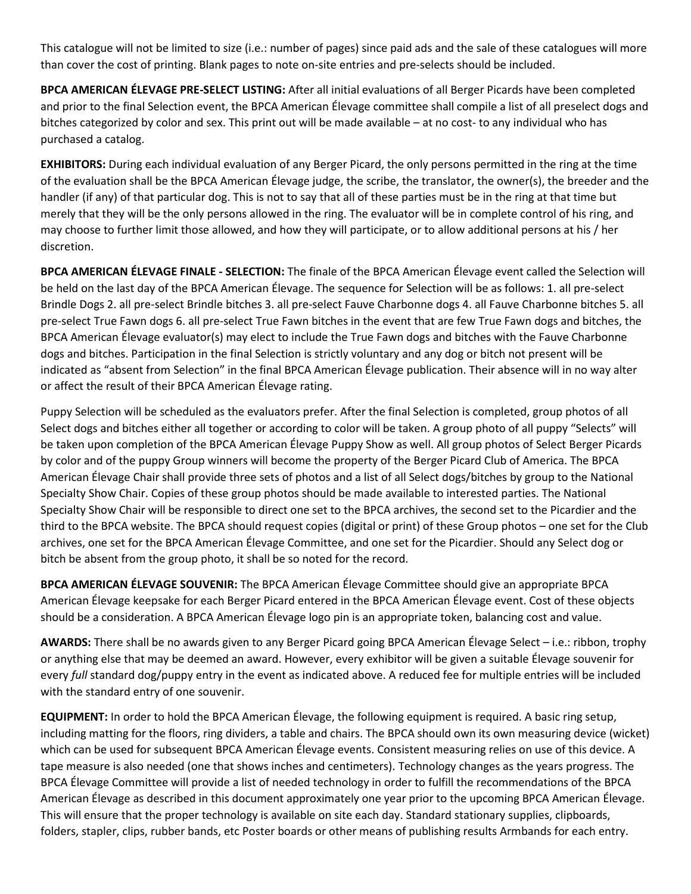This catalogue will not be limited to size (i.e.: number of pages) since paid ads and the sale of these catalogues will more than cover the cost of printing. Blank pages to note on-site entries and pre-selects should be included.

**BPCA AMERICAN ÉLEVAGE PRE-SELECT LISTING:** After all initial evaluations of all Berger Picards have been completed and prior to the final Selection event, the BPCA American Élevage committee shall compile a list of all preselect dogs and bitches categorized by color and sex. This print out will be made available – at no cost- to any individual who has purchased a catalog.

**EXHIBITORS:** During each individual evaluation of any Berger Picard, the only persons permitted in the ring at the time of the evaluation shall be the BPCA American Élevage judge, the scribe, the translator, the owner(s), the breeder and the handler (if any) of that particular dog. This is not to say that all of these parties must be in the ring at that time but merely that they will be the only persons allowed in the ring. The evaluator will be in complete control of his ring, and may choose to further limit those allowed, and how they will participate, or to allow additional persons at his / her discretion.

**BPCA AMERICAN ÉLEVAGE FINALE - SELECTION:** The finale of the BPCA American Élevage event called the Selection will be held on the last day of the BPCA American Élevage. The sequence for Selection will be as follows: 1. all pre-select Brindle Dogs 2. all pre-select Brindle bitches 3. all pre-select Fauve Charbonne dogs 4. all Fauve Charbonne bitches 5. all pre-select True Fawn dogs 6. all pre-select True Fawn bitches in the event that are few True Fawn dogs and bitches, the BPCA American Élevage evaluator(s) may elect to include the True Fawn dogs and bitches with the Fauve Charbonne dogs and bitches. Participation in the final Selection is strictly voluntary and any dog or bitch not present will be indicated as "absent from Selection" in the final BPCA American Élevage publication. Their absence will in no way alter or affect the result of their BPCA American Élevage rating.

Puppy Selection will be scheduled as the evaluators prefer. After the final Selection is completed, group photos of all Select dogs and bitches either all together or according to color will be taken. A group photo of all puppy "Selects" will be taken upon completion of the BPCA American Élevage Puppy Show as well. All group photos of Select Berger Picards by color and of the puppy Group winners will become the property of the Berger Picard Club of America. The BPCA American Élevage Chair shall provide three sets of photos and a list of all Select dogs/bitches by group to the National Specialty Show Chair. Copies of these group photos should be made available to interested parties. The National Specialty Show Chair will be responsible to direct one set to the BPCA archives, the second set to the Picardier and the third to the BPCA website. The BPCA should request copies (digital or print) of these Group photos – one set for the Club archives, one set for the BPCA American Élevage Committee, and one set for the Picardier. Should any Select dog or bitch be absent from the group photo, it shall be so noted for the record.

**BPCA AMERICAN ÉLEVAGE SOUVENIR:** The BPCA American Élevage Committee should give an appropriate BPCA American Élevage keepsake for each Berger Picard entered in the BPCA American Élevage event. Cost of these objects should be a consideration. A BPCA American Élevage logo pin is an appropriate token, balancing cost and value.

**AWARDS:** There shall be no awards given to any Berger Picard going BPCA American Élevage Select – i.e.: ribbon, trophy or anything else that may be deemed an award. However, every exhibitor will be given a suitable Élevage souvenir for every *full* standard dog/puppy entry in the event as indicated above. A reduced fee for multiple entries will be included with the standard entry of one souvenir.

**EQUIPMENT:** In order to hold the BPCA American Élevage, the following equipment is required. A basic ring setup, including matting for the floors, ring dividers, a table and chairs. The BPCA should own its own measuring device (wicket) which can be used for subsequent BPCA American Élevage events. Consistent measuring relies on use of this device. A tape measure is also needed (one that shows inches and centimeters). Technology changes as the years progress. The BPCA Élevage Committee will provide a list of needed technology in order to fulfill the recommendations of the BPCA American Élevage as described in this document approximately one year prior to the upcoming BPCA American Élevage. This will ensure that the proper technology is available on site each day. Standard stationary supplies, clipboards, folders, stapler, clips, rubber bands, etc Poster boards or other means of publishing results Armbands for each entry.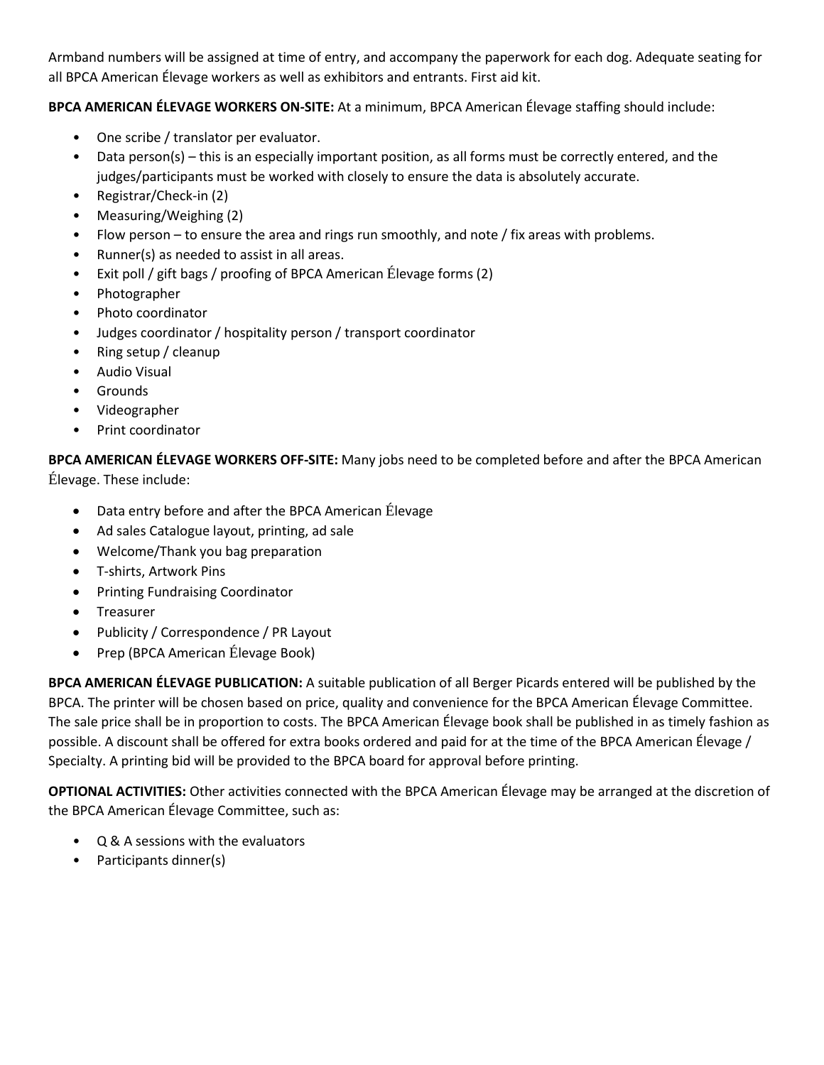Armband numbers will be assigned at time of entry, and accompany the paperwork for each dog. Adequate seating for all BPCA American Élevage workers as well as exhibitors and entrants. First aid kit.

**BPCA AMERICAN ÉLEVAGE WORKERS ON-SITE:** At a minimum, BPCA American Élevage staffing should include:

- One scribe / translator per evaluator.
- Data person(s) – this is an especially important position, as all forms must be correctly entered, and the judges/participants must be worked with closely to ensure the data is absolutely accurate.
- Registrar/Check-in (2)
- Measuring/Weighing (2)
- Flow person – to ensure the area and rings run smoothly, and note / fix areas with problems.
- Runner(s) as needed to assist in all areas.
- Exit poll / gift bags / proofing of BPCA American Élevage forms (2)
- Photographer
- Photo coordinator
- Judges coordinator / hospitality person / transport coordinator
- Ring setup / cleanup
- Audio Visual
- Grounds
- Videographer
- Print coordinator

**BPCA AMERICAN ÉLEVAGE WORKERS OFF-SITE:** Many jobs need to be completed before and after the BPCA American Élevage. These include:

- Data entry before and after the BPCA American Élevage
- Ad sales Catalogue layout, printing, ad sale
- Welcome/Thank you bag preparation
- T-shirts, Artwork Pins
- Printing Fundraising Coordinator
- Treasurer
- Publicity / Correspondence / PR Layout
- Prep (BPCA American Élevage Book)

**BPCA AMERICAN ÉLEVAGE PUBLICATION:** A suitable publication of all Berger Picards entered will be published by the BPCA. The printer will be chosen based on price, quality and convenience for the BPCA American Élevage Committee. The sale price shall be in proportion to costs. The BPCA American Élevage book shall be published in as timely fashion as possible. A discount shall be offered for extra books ordered and paid for at the time of the BPCA American Élevage / Specialty. A printing bid will be provided to the BPCA board for approval before printing.

**OPTIONAL ACTIVITIES:** Other activities connected with the BPCA American Élevage may be arranged at the discretion of the BPCA American Élevage Committee, such as:

- Q & A sessions with the evaluators
- Participants dinner(s)